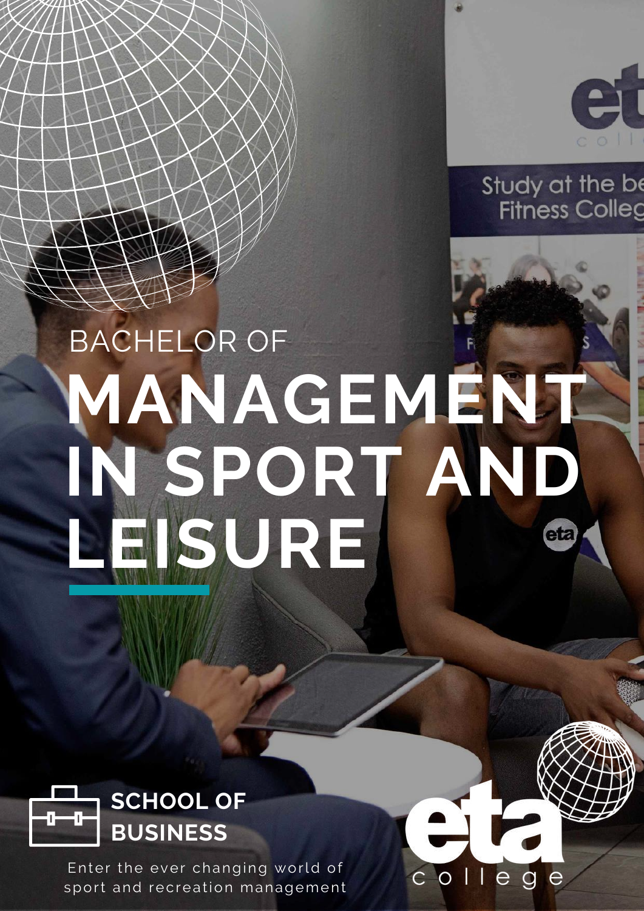BACHELOR OF

# MANAGEMENT IN SPORT AND LEISURE

**SCHOOL OF BUSINESS**

Enter the ever changing world of sport and recreation management

eta college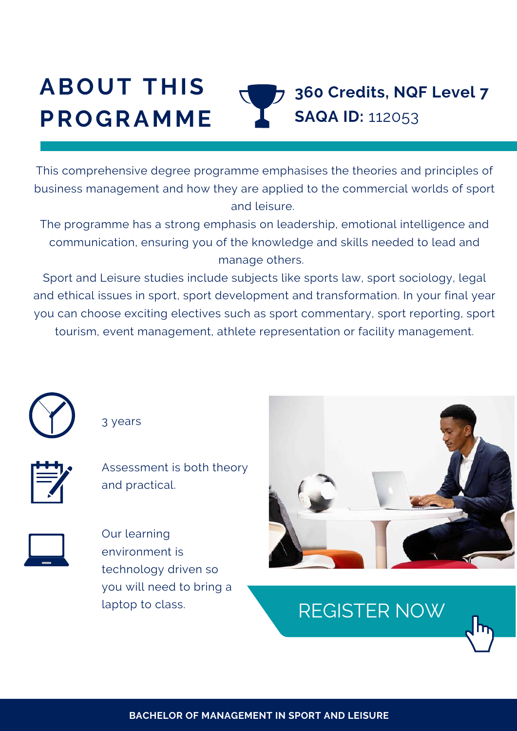# ABOUT THIS PROGRAMME

**360 Credits, NQF Level 7**
**SAQA ID:** 112053

This comprehensive degree programme emphasises the theories and principles of business management and how they are applied to the commercial worlds of sport and leisure.

The programme has a strong emphasis on leadership, emotional intelligence and communication, ensuring you of the knowledge and skills needed to lead and manage others.

Sport and Leisure studies include subjects like sports law, sport sociology, legal and ethical issues in sport, sport development and transformation. In your final year you can choose exciting electives such as sport commentary, sport reporting, sport tourism, event management, athlete representation or facility management.

3 years

Assessment is both theory and practical.

Our learning environment is technology driven so you will need to bring a laptop to class.

REGISTER NOW

BACHELOR OF MANAGEMENT IN SPORT AND LEISURE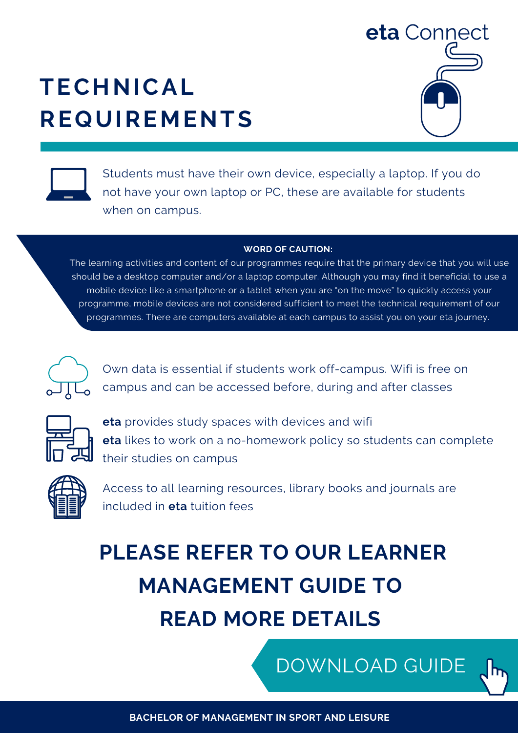eta Connect

# TECHNICAL REQUIREMENTS

Students must have their own device, especially a laptop. If you do not have your own laptop or PC, these are available for students when on campus.

**WORD OF CAUTION:**

The learning activities and content of our programmes require that the primary device that you will use should be a desktop computer and/or a laptop computer. Although you may find it beneficial to use a mobile device like a smartphone or a tablet when you are "on the move" to quickly access your programme, mobile devices are not considered sufficient to meet the technical requirement of our programmes. There are computers available at each campus to assist you on your eta journey.

Own data is essential if students work off-campus. Wifi is free on campus and can be accessed before, during and after classes

**eta** provides study spaces with devices and wifi

**eta** likes to work on a no-homework policy so students can complete their studies on campus

Access to all learning resources, library books and journals are included in **eta** tuition fees

## PLEASE REFER TO OUR LEARNER MANAGEMENT GUIDE TO READ MORE DETAILS

DOWNLOAD GUIDE

**BACHELOR OF MANAGEMENT IN SPORT AND LEISURE**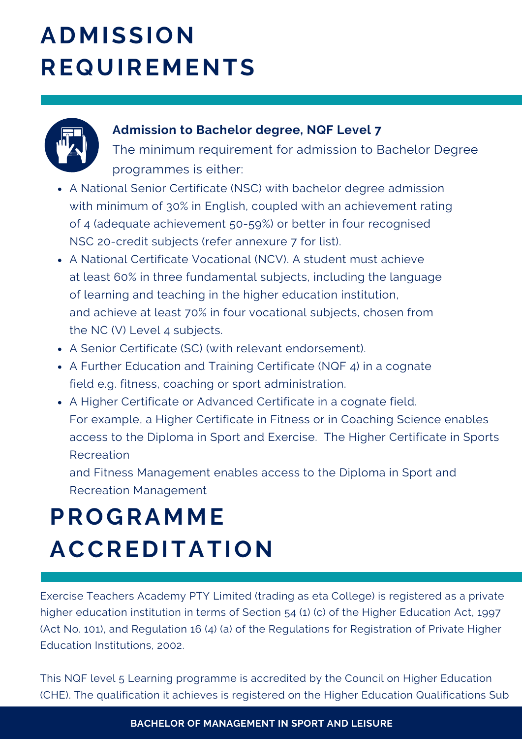# ADMISSION REQUIREMENTS

**Admission to Bachelor degree, NQF Level 7**

The minimum requirement for admission to Bachelor Degree programmes is either:

- A National Senior Certificate (NSC) with bachelor degree admission with minimum of 30% in English, coupled with an achievement rating of 4 (adequate achievement 50-59%) or better in four recognised NSC 20-credit subjects (refer annexure 7 for list).
- A National Certificate Vocational (NCV). A student must achieve at least 60% in three fundamental subjects, including the language of learning and teaching in the higher education institution, and achieve at least 70% in four vocational subjects, chosen from the NC (V) Level 4 subjects.
- A Senior Certificate (SC) (with relevant endorsement).
- A Further Education and Training Certificate (NQF 4) in a cognate field e.g. fitness, coaching or sport administration.
- A Higher Certificate or Advanced Certificate in a cognate field. For example, a Higher Certificate in Fitness or in Coaching Science enables access to the Diploma in Sport and Exercise. The Higher Certificate in Sports Recreation

  and Fitness Management enables access to the Diploma in Sport and Recreation Management

# PROGRAMME ACCREDITATION

Exercise Teachers Academy PTY Limited (trading as eta College) is registered as a private higher education institution in terms of Section 54 (1) (c) of the Higher Education Act, 1997 (Act No. 101), and Regulation 16 (4) (a) of the Regulations for Registration of Private Higher Education Institutions, 2002.

This NQF level 5 Learning programme is accredited by the Council on Higher Education (CHE). The qualification it achieves is registered on the Higher Education Qualifications Sub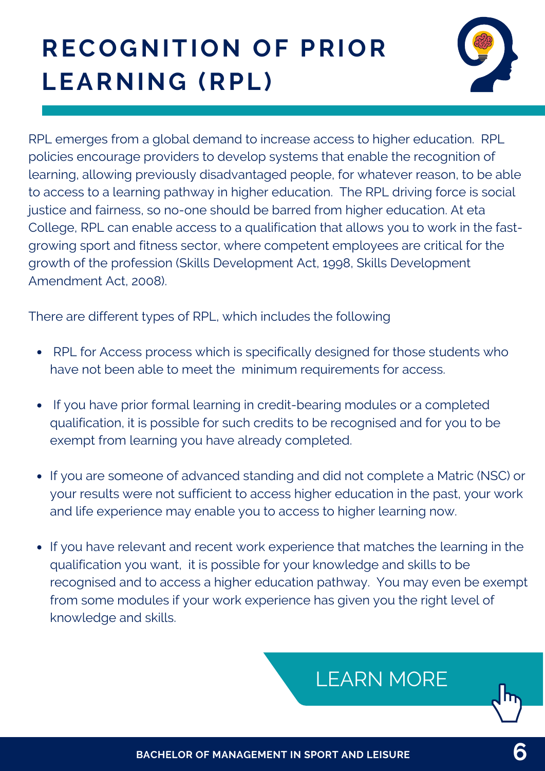# RECOGNITION OF PRIOR LEARNING (RPL)

RPL emerges from a global demand to increase access to higher education. RPL policies encourage providers to develop systems that enable the recognition of learning, allowing previously disadvantaged people, for whatever reason, to be able to access to a learning pathway in higher education. The RPL driving force is social justice and fairness, so no-one should be barred from higher education. At eta College, RPL can enable access to a qualification that allows you to work in the fast-growing sport and fitness sector, where competent employees are critical for the growth of the profession (Skills Development Act, 1998, Skills Development Amendment Act, 2008).

There are different types of RPL, which includes the following

- RPL for Access process which is specifically designed for those students who have not been able to meet the minimum requirements for access.
- If you have prior formal learning in credit-bearing modules or a completed qualification, it is possible for such credits to be recognised and for you to be exempt from learning you have already completed.
- If you are someone of advanced standing and did not complete a Matric (NSC) or your results were not sufficient to access higher education in the past, your work and life experience may enable you to access to higher learning now.
- If you have relevant and recent work experience that matches the learning in the qualification you want, it is possible for your knowledge and skills to be recognised and to access a higher education pathway. You may even be exempt from some modules if your work experience has given you the right level of knowledge and skills.

LEARN MORE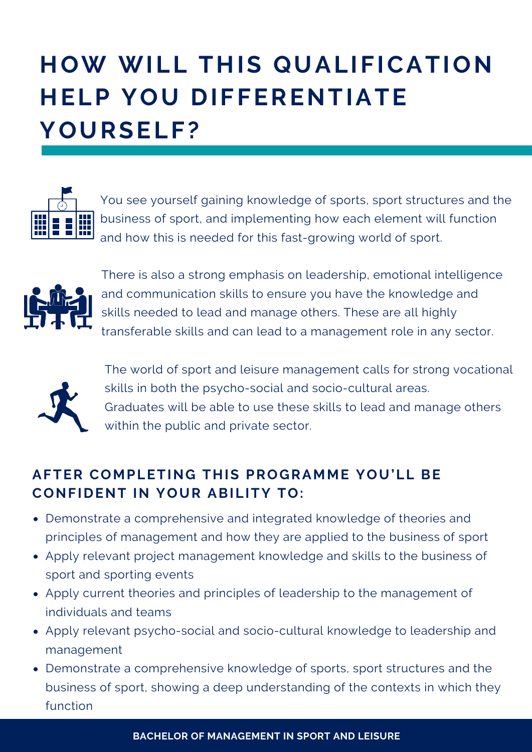# HOW WILL THIS QUALIFICATION HELP YOU DIFFERENTIATE YOURSELF?

You see yourself gaining knowledge of sports, sport structures and the business of sport, and implementing how each element will function and how this is needed for this fast-growing world of sport.

There is also a strong emphasis on leadership, emotional intelligence and communication skills to ensure you have the knowledge and skills needed to lead and manage others. These are all highly transferable skills and can lead to a management role in any sector.

The world of sport and leisure management calls for strong vocational skills in both the psycho-social and socio-cultural areas. Graduates will be able to use these skills to lead and manage others within the public and private sector.

## AFTER COMPLETING THIS PROGRAMME YOU'LL BE CONFIDENT IN YOUR ABILITY TO:

- Demonstrate a comprehensive and integrated knowledge of theories and principles of management and how they are applied to the business of sport
- Apply relevant project management knowledge and skills to the business of sport and sporting events
- Apply current theories and principles of leadership to the management of individuals and teams
- Apply relevant psycho-social and socio-cultural knowledge to leadership and management
- Demonstrate a comprehensive knowledge of sports, sport structures and the business of sport, showing a deep understanding of the contexts in which they function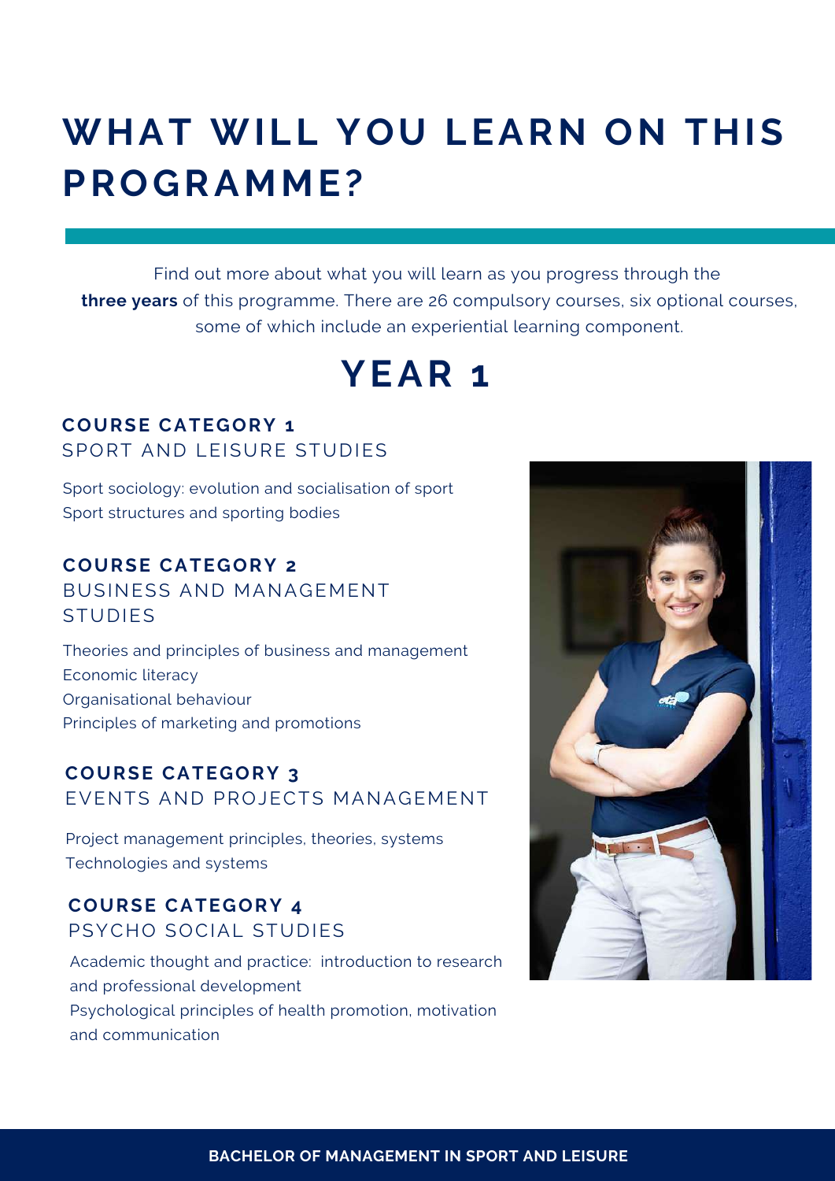# WHAT WILL YOU LEARN ON THIS PROGRAMME?

Find out more about what you will learn as you progress through the **three years** of this programme. There are 26 compulsory courses, six optional courses, some of which include an experiential learning component.

## YEAR 1

### COURSE CATEGORY 1
SPORT AND LEISURE STUDIES

Sport sociology: evolution and socialisation of sport
Sport structures and sporting bodies

### COURSE CATEGORY 2
BUSINESS AND MANAGEMENT STUDIES

Theories and principles of business and management
Economic literacy
Organisational behaviour
Principles of marketing and promotions

### COURSE CATEGORY 3
EVENTS AND PROJECTS MANAGEMENT

Project management principles, theories, systems
Technologies and systems

### COURSE CATEGORY 4
PSYCHO SOCIAL STUDIES

Academic thought and practice: introduction to research and professional development
Psychological principles of health promotion, motivation and communication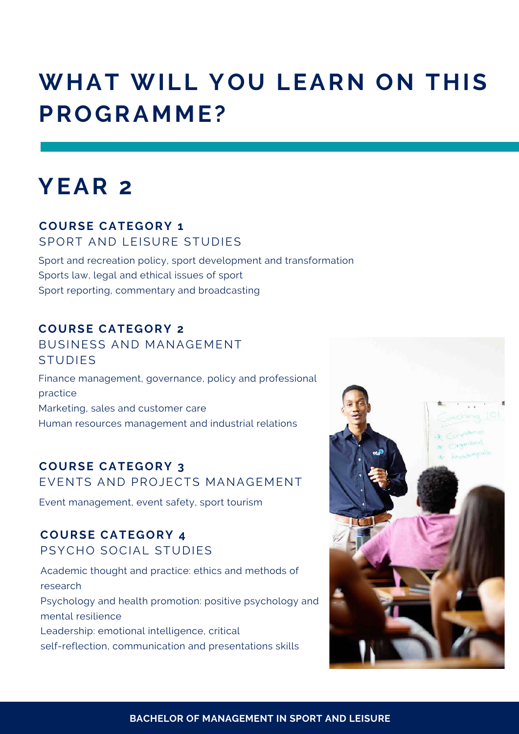# WHAT WILL YOU LEARN ON THIS PROGRAMME?

## YEAR 2

### COURSE CATEGORY 1
SPORT AND LEISURE STUDIES

Sport and recreation policy, sport development and transformation
Sports law, legal and ethical issues of sport
Sport reporting, commentary and broadcasting

### COURSE CATEGORY 2
BUSINESS AND MANAGEMENT STUDIES

Finance management, governance, policy and professional practice
Marketing, sales and customer care
Human resources management and industrial relations

### COURSE CATEGORY 3
EVENTS AND PROJECTS MANAGEMENT

Event management, event safety, sport tourism

### COURSE CATEGORY 4
PSYCHO SOCIAL STUDIES

Academic thought and practice: ethics and methods of research
Psychology and health promotion: positive psychology and mental resilience
Leadership: emotional intelligence, critical self-reflection, communication and presentations skills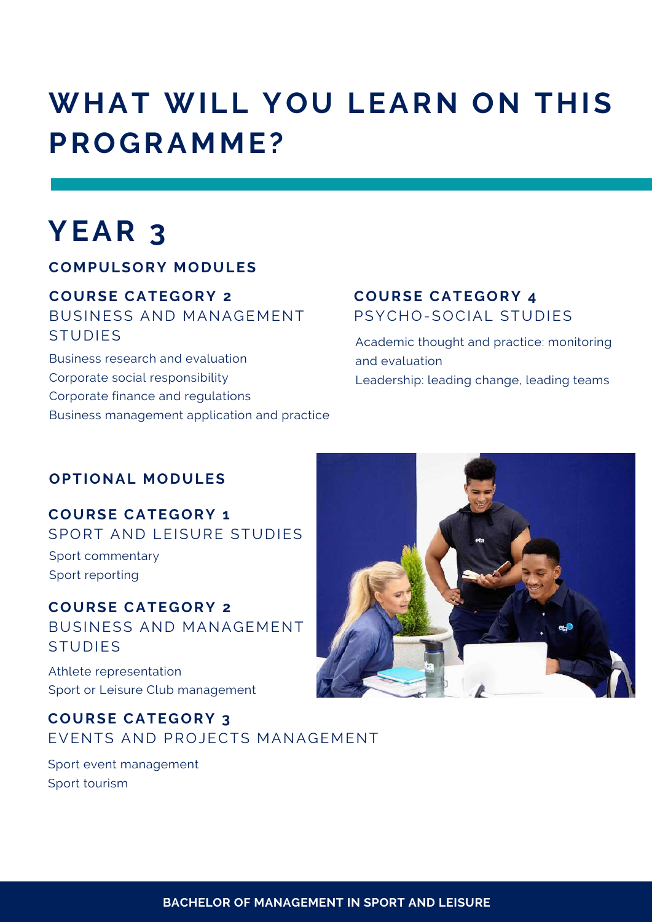# WHAT WILL YOU LEARN ON THIS PROGRAMME?

## YEAR 3

### COMPULSORY MODULES

**COURSE CATEGORY 2**
BUSINESS AND MANAGEMENT STUDIES

Business research and evaluation
Corporate social responsibility
Corporate finance and regulations
Business management application and practice

**COURSE CATEGORY 4**
PSYCHO-SOCIAL STUDIES

Academic thought and practice: monitoring and evaluation
Leadership: leading change, leading teams

### OPTIONAL MODULES

**COURSE CATEGORY 1**
SPORT AND LEISURE STUDIES

Sport commentary
Sport reporting

**COURSE CATEGORY 2**
BUSINESS AND MANAGEMENT STUDIES

Athlete representation
Sport or Leisure Club management

**COURSE CATEGORY 3**
EVENTS AND PROJECTS MANAGEMENT

Sport event management
Sport tourism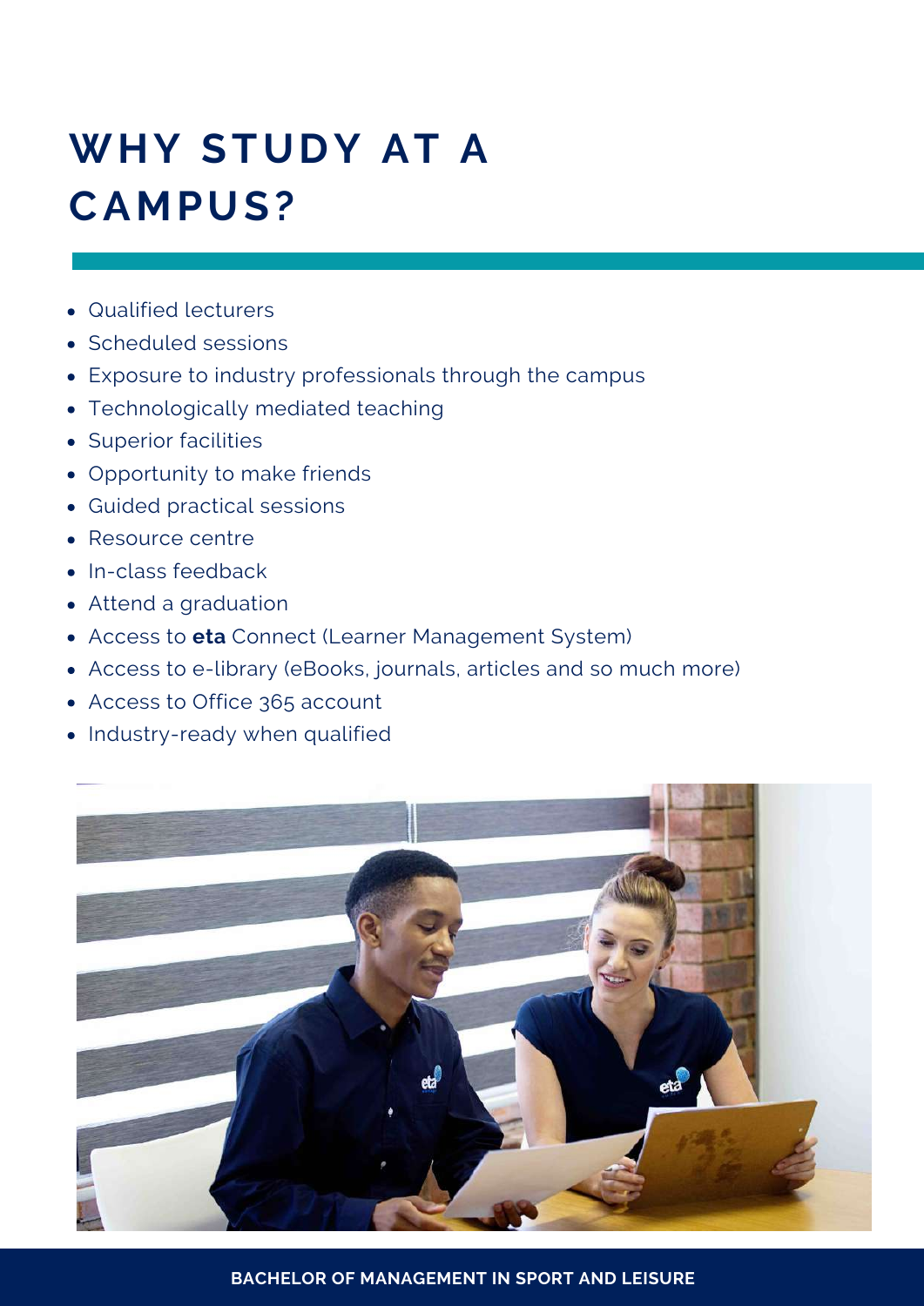# WHY STUDY AT A CAMPUS?

- Qualified lecturers
- Scheduled sessions
- Exposure to industry professionals through the campus
- Technologically mediated teaching
- Superior facilities
- Opportunity to make friends
- Guided practical sessions
- Resource centre
- In-class feedback
- Attend a graduation
- Access to **eta** Connect (Learner Management System)
- Access to e-library (eBooks, journals, articles and so much more)
- Access to Office 365 account
- Industry-ready when qualified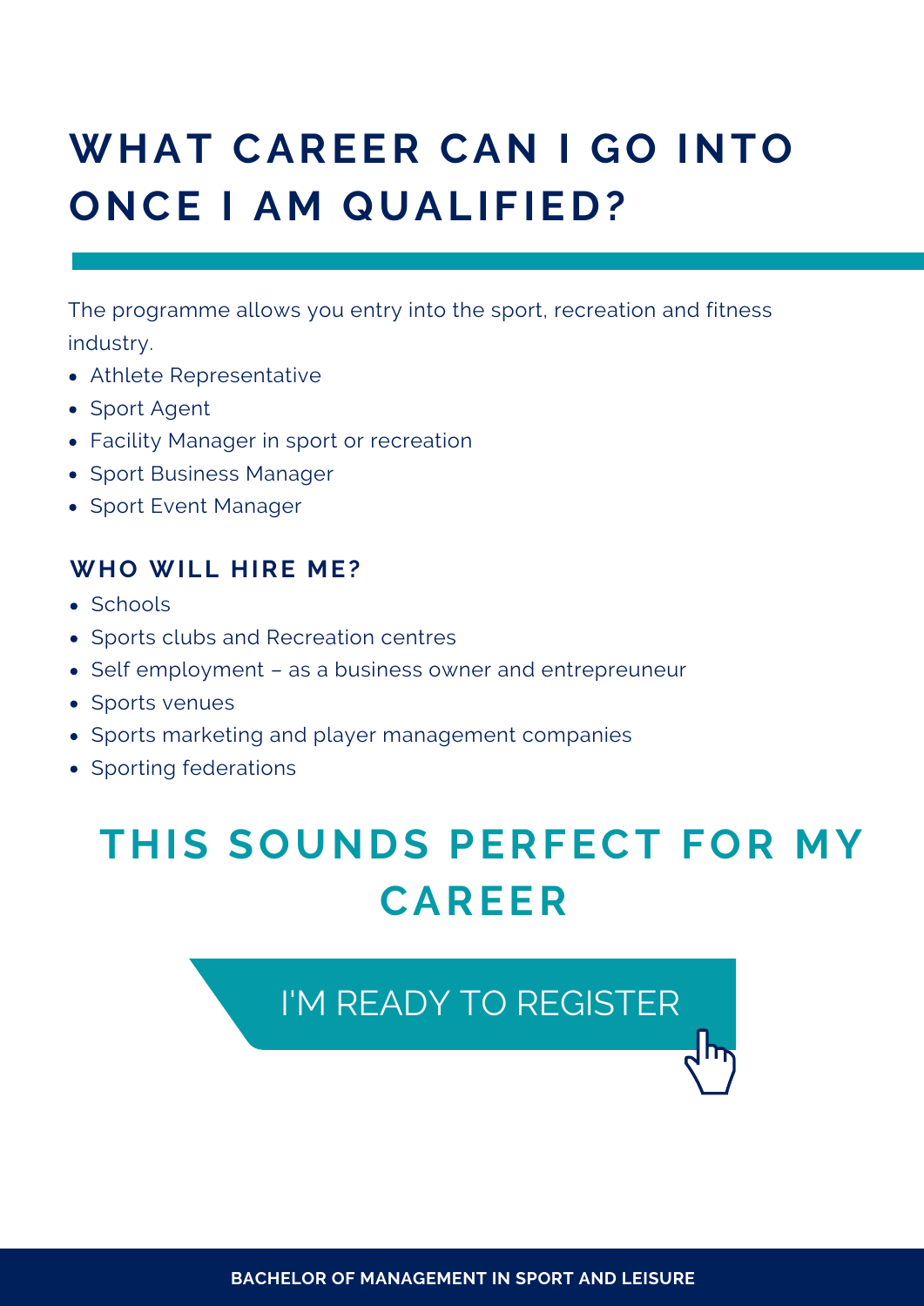# WHAT CAREER CAN I GO INTO ONCE I AM QUALIFIED?

The programme allows you entry into the sport, recreation and fitness industry.

- Athlete Representative
- Sport Agent
- Facility Manager in sport or recreation
- Sport Business Manager
- Sport Event Manager

### WHO WILL HIRE ME?

- Schools
- Sports clubs and Recreation centres
- Self employment – as a business owner and entrepreneur
- Sports venues
- Sports marketing and player management companies
- Sporting federations

## THIS SOUNDS PERFECT FOR MY CAREER

I'M READY TO REGISTER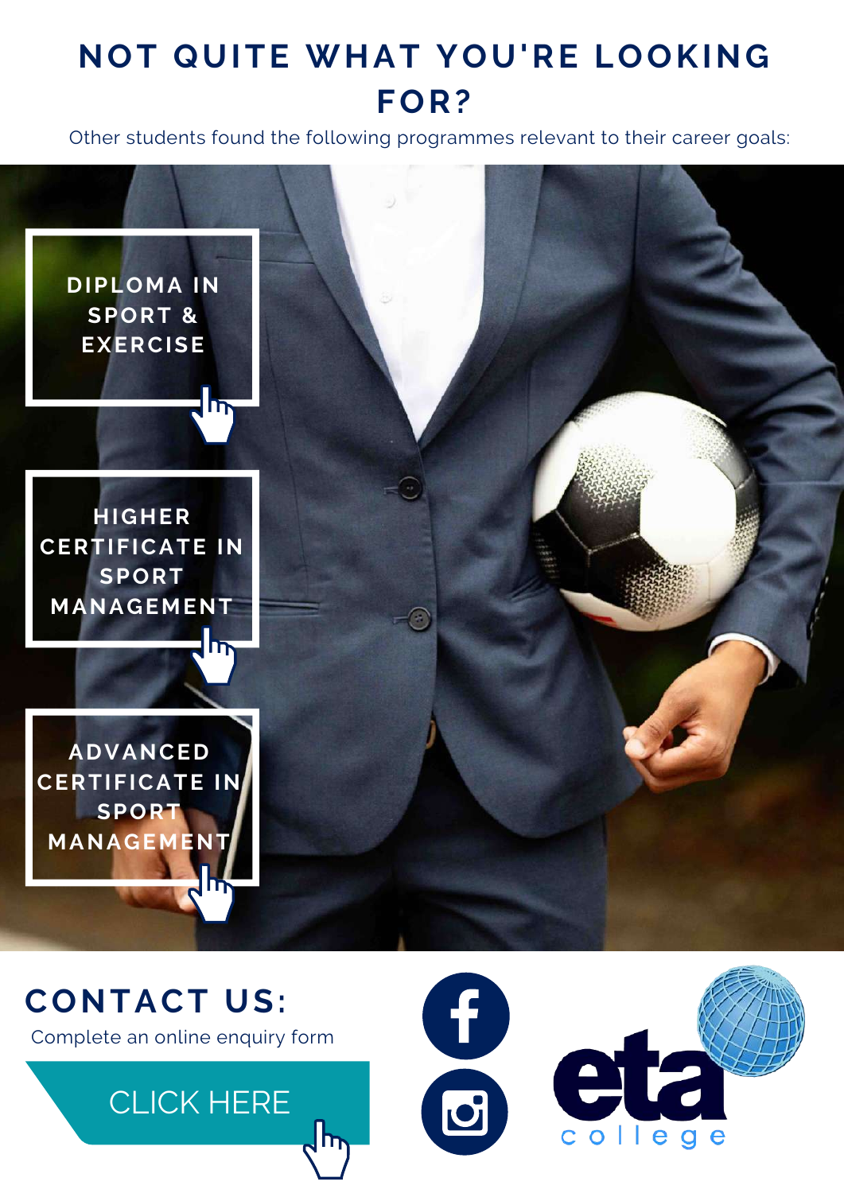# NOT QUITE WHAT YOU'RE LOOKING FOR?

Other students found the following programmes relevant to their career goals:

- DIPLOMA IN SPORT & EXERCISE
- HIGHER CERTIFICATE IN SPORT MANAGEMENT
- ADVANCED CERTIFICATE IN SPORT MANAGEMENT

## CONTACT US:

Complete an online enquiry form

CLICK HERE

eta college